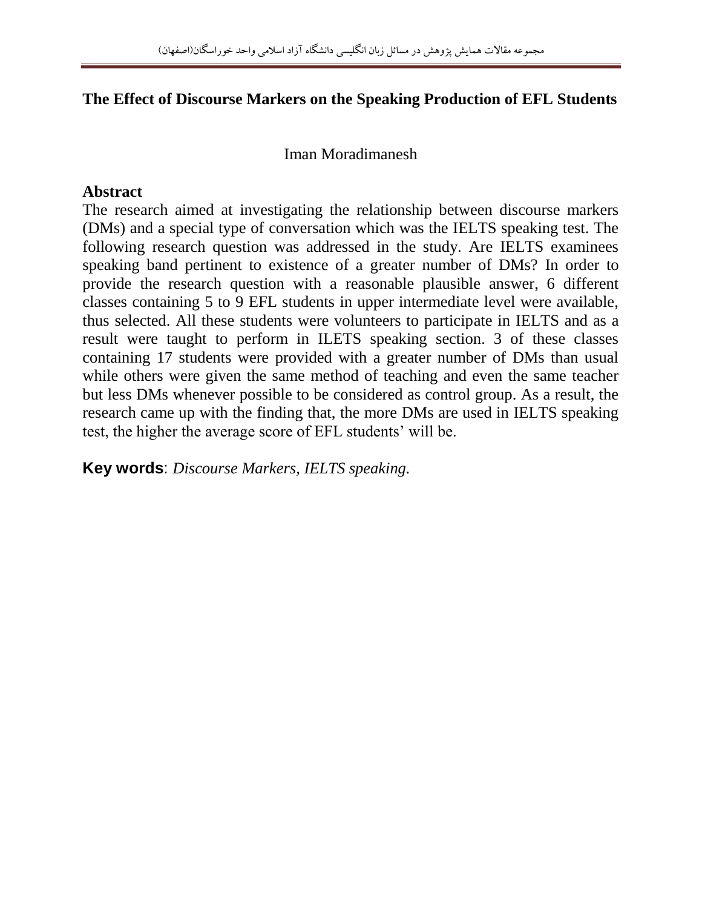# The Effect of Discourse Markers on the Speaking Production of EFL Students

Iman Moradimanesh

## Abstract

The research aimed at investigating the relationship between discourse markers (DMs) and a special type of conversation which was the IELTS speaking test. The following research question was addressed in the study. Are IELTS examinees speaking band pertinent to existence of a greater number of DMs? In order to provide the research question with a reasonable plausible answer, 6 different classes containing 5 to 9 EFL students in upper intermediate level were available, thus selected. All these students were volunteers to participate in IELTS and as a result were taught to perform in ILETS speaking section. 3 of these classes containing 17 students were provided with a greater number of DMs than usual while others were given the same method of teaching and even the same teacher but less DMs whenever possible to be considered as control group. As a result, the research came up with the finding that, the more DMs are used in IELTS speaking test, the higher the average score of EFL students' will be.

**Key words**: *Discourse Markers, IELTS speaking.*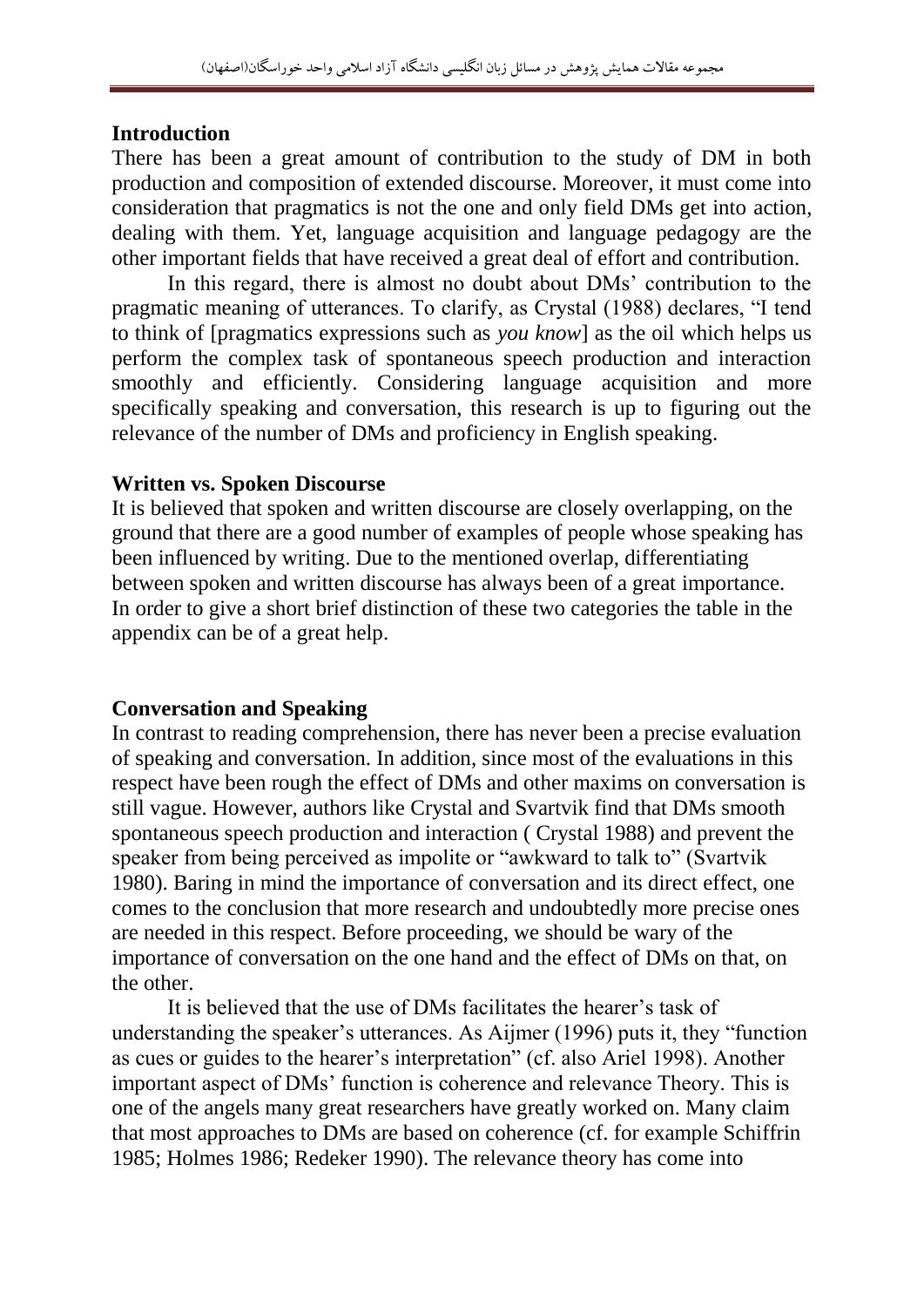**Introduction**

There has been a great amount of contribution to the study of DM in both production and composition of extended discourse. Moreover, it must come into consideration that pragmatics is not the one and only field DMs get into action, dealing with them. Yet, language acquisition and language pedagogy are the other important fields that have received a great deal of effort and contribution.

In this regard, there is almost no doubt about DMs' contribution to the pragmatic meaning of utterances. To clarify, as Crystal (1988) declares, "I tend to think of [pragmatics expressions such as *you know*] as the oil which helps us perform the complex task of spontaneous speech production and interaction smoothly and efficiently. Considering language acquisition and more specifically speaking and conversation, this research is up to figuring out the relevance of the number of DMs and proficiency in English speaking.

**Written vs. Spoken Discourse**

It is believed that spoken and written discourse are closely overlapping, on the ground that there are a good number of examples of people whose speaking has been influenced by writing. Due to the mentioned overlap, differentiating between spoken and written discourse has always been of a great importance. In order to give a short brief distinction of these two categories the table in the appendix can be of a great help.

**Conversation and Speaking**

In contrast to reading comprehension, there has never been a precise evaluation of speaking and conversation. In addition, since most of the evaluations in this respect have been rough the effect of DMs and other maxims on conversation is still vague. However, authors like Crystal and Svartvik find that DMs smooth spontaneous speech production and interaction ( Crystal 1988) and prevent the speaker from being perceived as impolite or "awkward to talk to" (Svartvik 1980). Baring in mind the importance of conversation and its direct effect, one comes to the conclusion that more research and undoubtedly more precise ones are needed in this respect. Before proceeding, we should be wary of the importance of conversation on the one hand and the effect of DMs on that, on the other.

It is believed that the use of DMs facilitates the hearer's task of understanding the speaker's utterances. As Aijmer (1996) puts it, they "function as cues or guides to the hearer's interpretation" (cf. also Ariel 1998). Another important aspect of DMs' function is coherence and relevance Theory. This is one of the angels many great researchers have greatly worked on. Many claim that most approaches to DMs are based on coherence (cf. for example Schiffrin 1985; Holmes 1986; Redeker 1990). The relevance theory has come into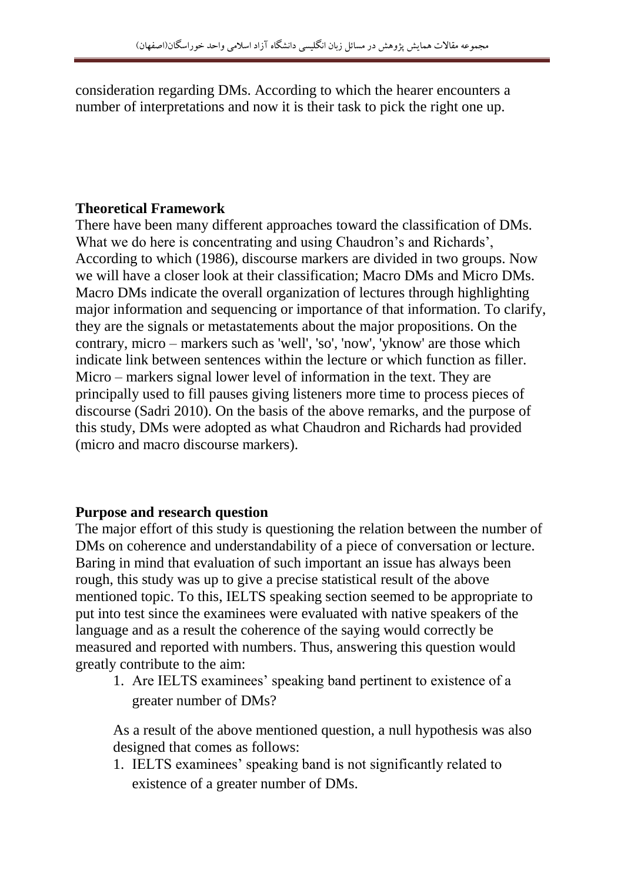consideration regarding DMs. According to which the hearer encounters a number of interpretations and now it is their task to pick the right one up.

**Theoretical Framework**

There have been many different approaches toward the classification of DMs. What we do here is concentrating and using Chaudron's and Richards', According to which (1986), discourse markers are divided in two groups. Now we will have a closer look at their classification; Macro DMs and Micro DMs. Macro DMs indicate the overall organization of lectures through highlighting major information and sequencing or importance of that information. To clarify, they are the signals or metastatements about the major propositions. On the contrary, micro – markers such as 'well', 'so', 'now', 'yknow' are those which indicate link between sentences within the lecture or which function as filler. Micro – markers signal lower level of information in the text. They are principally used to fill pauses giving listeners more time to process pieces of discourse (Sadri 2010). On the basis of the above remarks, and the purpose of this study, DMs were adopted as what Chaudron and Richards had provided (micro and macro discourse markers).

**Purpose and research question**

The major effort of this study is questioning the relation between the number of DMs on coherence and understandability of a piece of conversation or lecture. Baring in mind that evaluation of such important an issue has always been rough, this study was up to give a precise statistical result of the above mentioned topic. To this, IELTS speaking section seemed to be appropriate to put into test since the examinees were evaluated with native speakers of the language and as a result the coherence of the saying would correctly be measured and reported with numbers. Thus, answering this question would greatly contribute to the aim:

1. Are IELTS examinees' speaking band pertinent to existence of a greater number of DMs?

As a result of the above mentioned question, a null hypothesis was also designed that comes as follows:

1. IELTS examinees' speaking band is not significantly related to existence of a greater number of DMs.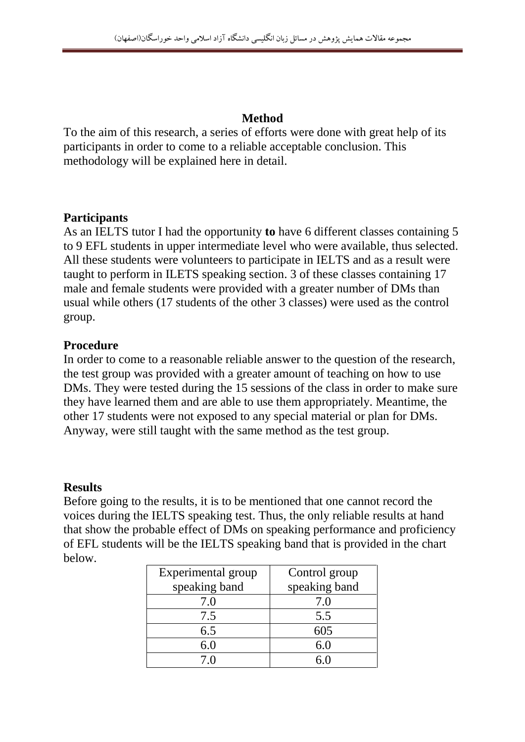## Method

To the aim of this research, a series of efforts were done with great help of its participants in order to come to a reliable acceptable conclusion. This methodology will be explained here in detail.

### Participants

As an IELTS tutor I had the opportunity **to** have 6 different classes containing 5 to 9 EFL students in upper intermediate level who were available, thus selected. All these students were volunteers to participate in IELTS and as a result were taught to perform in ILETS speaking section. 3 of these classes containing 17 male and female students were provided with a greater number of DMs than usual while others (17 students of the other 3 classes) were used as the control group.

### Procedure

In order to come to a reasonable reliable answer to the question of the research, the test group was provided with a greater amount of teaching on how to use DMs. They were tested during the 15 sessions of the class in order to make sure they have learned them and are able to use them appropriately. Meantime, the other 17 students were not exposed to any special material or plan for DMs. Anyway, were still taught with the same method as the test group.

### Results

Before going to the results, it is to be mentioned that one cannot record the voices during the IELTS speaking test. Thus, the only reliable results at hand that show the probable effect of DMs on speaking performance and proficiency of EFL students will be the IELTS speaking band that is provided in the chart below.

| Experimental group speaking band | Control group speaking band |
|---|---|
| 7.0 | 7.0 |
| 7.5 | 5.5 |
| 6.5 | 605 |
| 6.0 | 6.0 |
| 7.0 | 6.0 |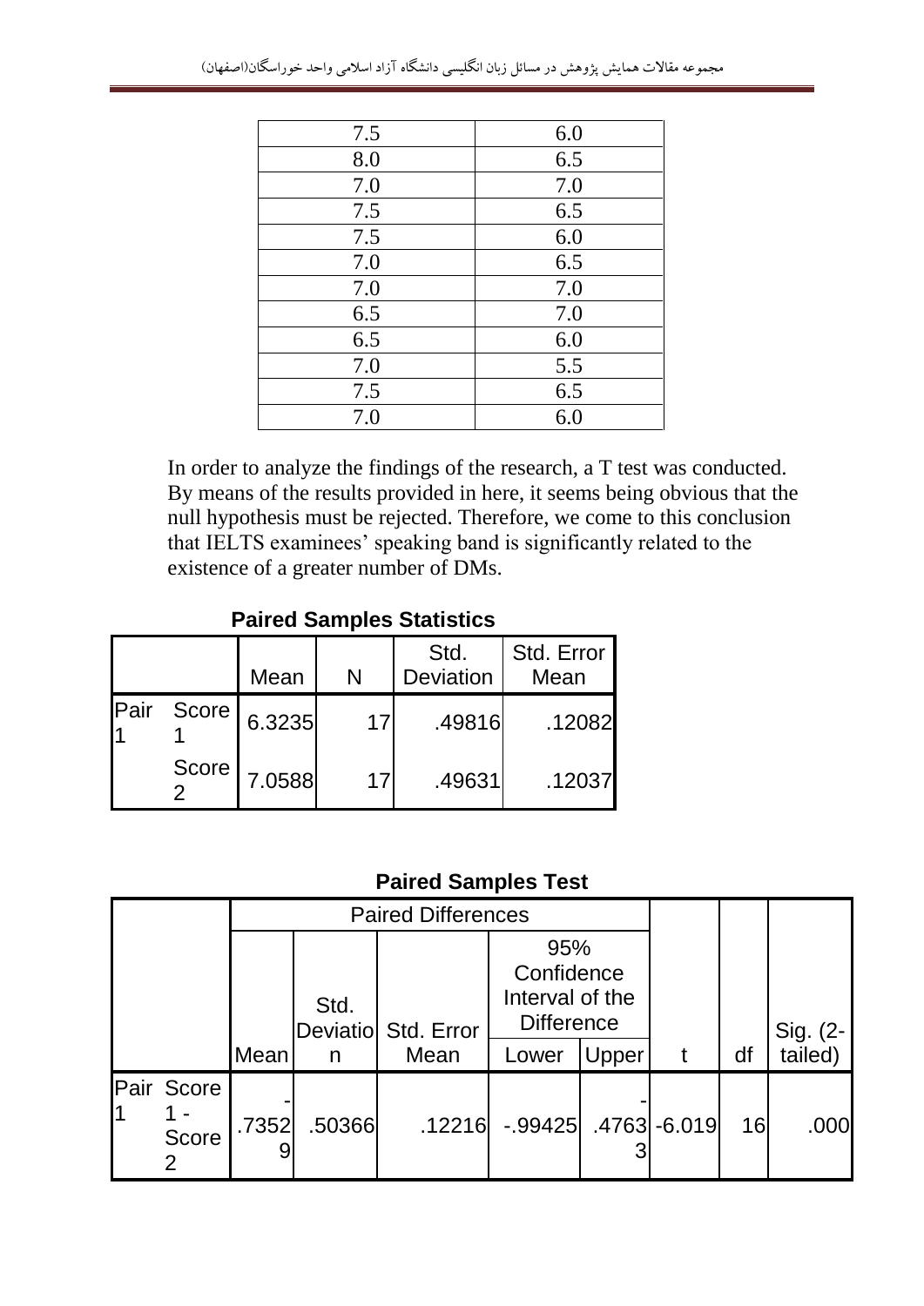| | |
|---|---|
| 7.5 | 6.0 |
| 8.0 | 6.5 |
| 7.0 | 7.0 |
| 7.5 | 6.5 |
| 7.5 | 6.0 |
| 7.0 | 6.5 |
| 7.0 | 7.0 |
| 6.5 | 7.0 |
| 6.5 | 6.0 |
| 7.0 | 5.5 |
| 7.5 | 6.5 |
| 7.0 | 6.0 |

In order to analyze the findings of the research, a T test was conducted. By means of the results provided in here, it seems being obvious that the null hypothesis must be rejected. Therefore, we come to this conclusion that IELTS examinees' speaking band is significantly related to the existence of a greater number of DMs.

**Paired Samples Statistics**

| | | Mean | N | Std. Deviation | Std. Error Mean |
|---|---|---|---|---|---|
| Pair 1 | Score 1 | 6.3235 | 17 | .49816 | .12082 |
| | Score 2 | 7.0588 | 17 | .49631 | .12037 |

**Paired Samples Test**

| | | Paired Differences | | | | | t | df | Sig. (2-tailed) |
|---|---|---|---|---|---|---|---|---|---|
| | | Mean | Std. Deviation | Std. Error Mean | 95% Confidence Interval of the Difference | | | | |
| | | | | | Lower | Upper | | | |
| Pair 1 | Score 1 - Score 2 | -.73529 | .50366 | .12216 | -.99425 | -.47633 | -6.019 | 16 | .000 |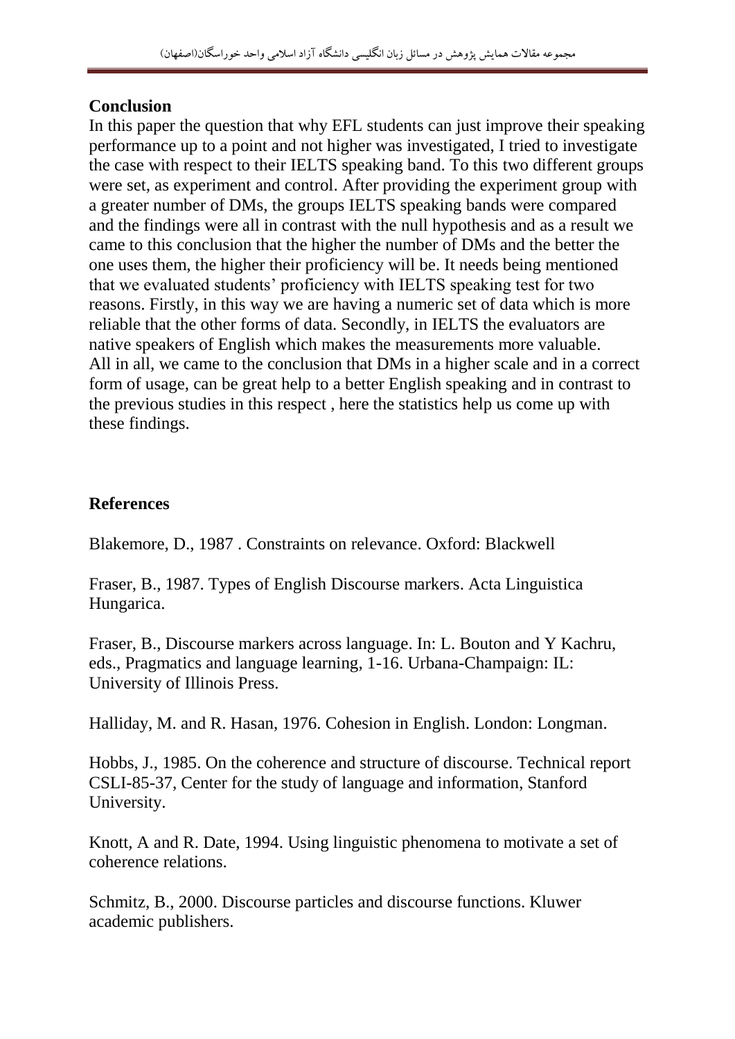## Conclusion

In this paper the question that why EFL students can just improve their speaking performance up to a point and not higher was investigated, I tried to investigate the case with respect to their IELTS speaking band. To this two different groups were set, as experiment and control. After providing the experiment group with a greater number of DMs, the groups IELTS speaking bands were compared and the findings were all in contrast with the null hypothesis and as a result we came to this conclusion that the higher the number of DMs and the better the one uses them, the higher their proficiency will be. It needs being mentioned that we evaluated students' proficiency with IELTS speaking test for two reasons. Firstly, in this way we are having a numeric set of data which is more reliable that the other forms of data. Secondly, in IELTS the evaluators are native speakers of English which makes the measurements more valuable. All in all, we came to the conclusion that DMs in a higher scale and in a correct form of usage, can be great help to a better English speaking and in contrast to the previous studies in this respect , here the statistics help us come up with these findings.

## References

Blakemore, D., 1987 . Constraints on relevance. Oxford: Blackwell

Fraser, B., 1987. Types of English Discourse markers. Acta Linguistica Hungarica.

Fraser, B., Discourse markers across language. In: L. Bouton and Y Kachru, eds., Pragmatics and language learning, 1-16. Urbana-Champaign: IL: University of Illinois Press.

Halliday, M. and R. Hasan, 1976. Cohesion in English. London: Longman.

Hobbs, J., 1985. On the coherence and structure of discourse. Technical report CSLI-85-37, Center for the study of language and information, Stanford University.

Knott, A and R. Date, 1994. Using linguistic phenomena to motivate a set of coherence relations.

Schmitz, B., 2000. Discourse particles and discourse functions. Kluwer academic publishers.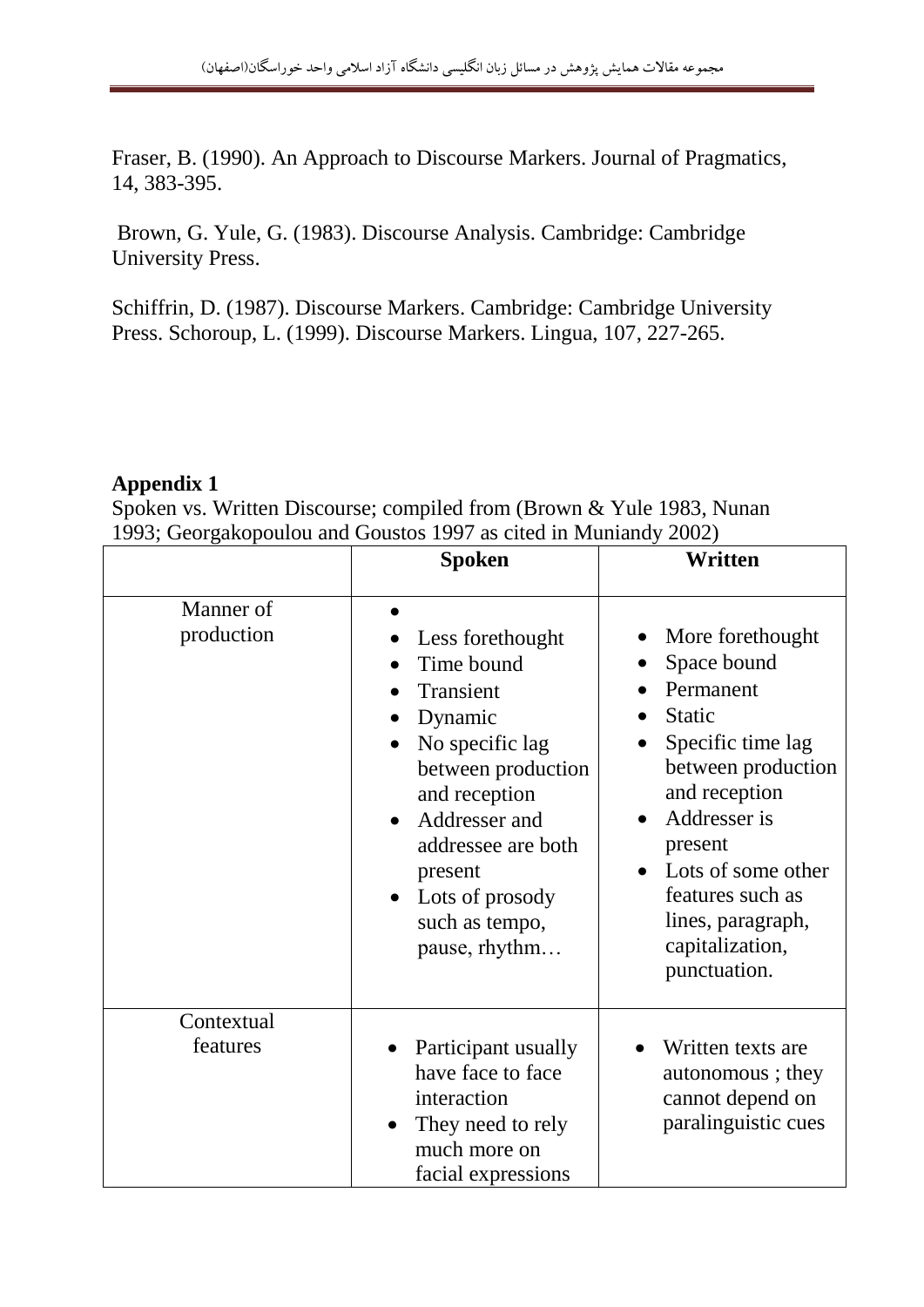Fraser, B. (1990). An Approach to Discourse Markers. Journal of Pragmatics, 14, 383-395.

Brown, G. Yule, G. (1983). Discourse Analysis. Cambridge: Cambridge University Press.

Schiffrin, D. (1987). Discourse Markers. Cambridge: Cambridge University Press. Schoroup, L. (1999). Discourse Markers. Lingua, 107, 227-265.

**Appendix 1**

Spoken vs. Written Discourse; compiled from (Brown & Yule 1983, Nunan 1993; Georgakopoulou and Goustos 1997 as cited in Muniandy 2002)

| | Spoken | Written |
|---|---|---|
| Manner of production | • <br>• Less forethought<br>• Time bound<br>• Transient<br>• Dynamic<br>• No specific lag between production and reception<br>• Addresser and addressee are both present<br>• Lots of prosody such as tempo, pause, rhythm… | • More forethought<br>• Space bound<br>• Permanent<br>• Static<br>• Specific time lag between production and reception<br>• Addresser is present<br>• Lots of some other features such as lines, paragraph, capitalization, punctuation. |
| Contextual features | • Participant usually have face to face interaction<br>• They need to rely much more on facial expressions | • Written texts are autonomous ; they cannot depend on paralinguistic cues |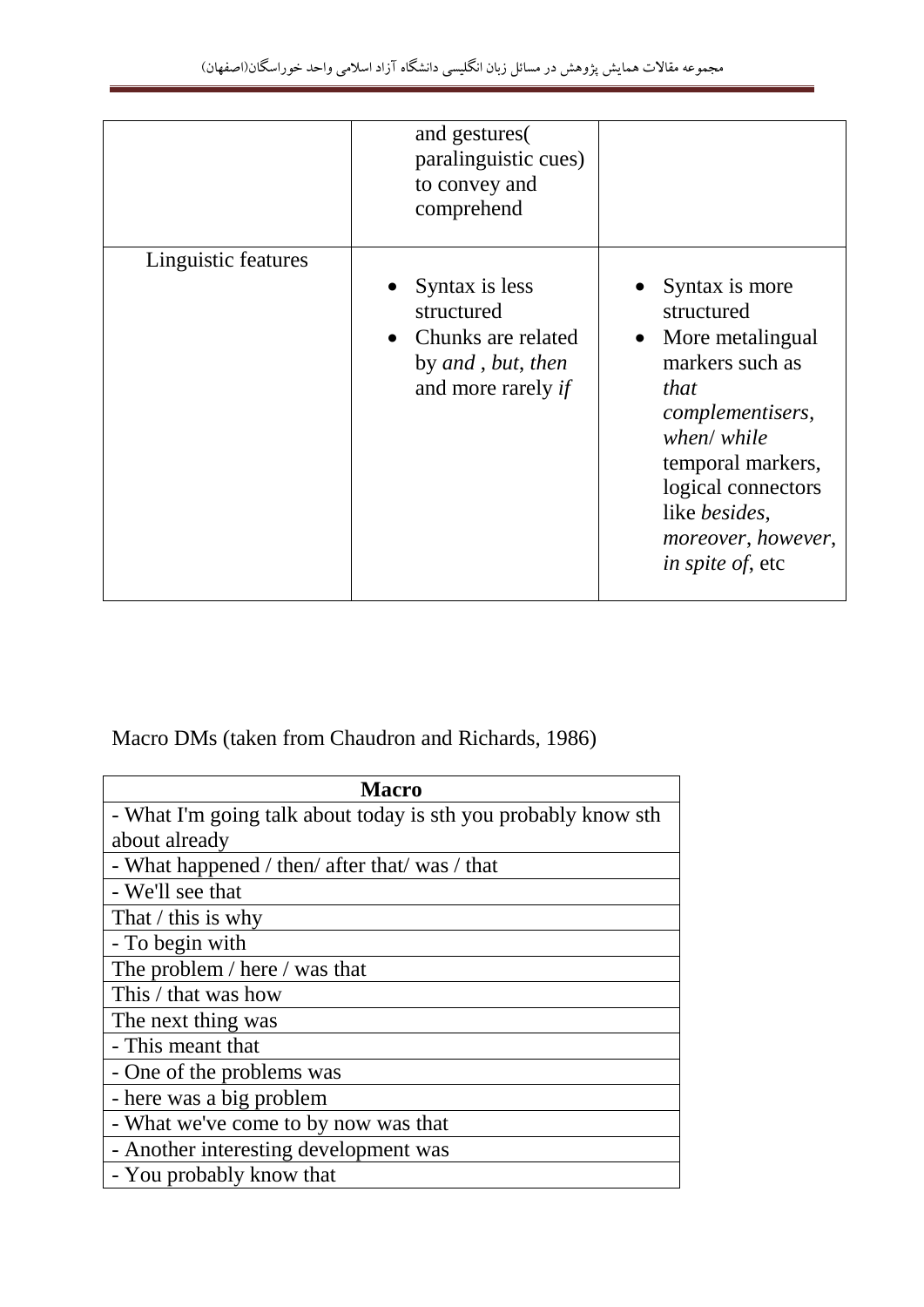|  | and gestures( paralinguistic cues) to convey and comprehend |  |
|---|---|---|
| Linguistic features | • Syntax is less structured<br>• Chunks are related by *and* , *but*, *then* and more rarely *if* | • Syntax is more structured<br>• More metalingual markers such as *that complementisers, when*/ *while* temporal markers, logical connectors like *besides*, *moreover*, *however*, *in spite of*, etc |

Macro DMs (taken from Chaudron and Richards, 1986)

| **Macro** |
|---|
| - What I'm going talk about today is sth you probably know sth about already |
| - What happened / then/ after that/ was / that |
| - We'll see that |
| That / this is why |
| - To begin with |
| The problem / here / was that |
| This / that was how |
| The next thing was |
| - This meant that |
| - One of the problems was |
| - here was a big problem |
| - What we've come to by now was that |
| - Another interesting development was |
| - You probably know that |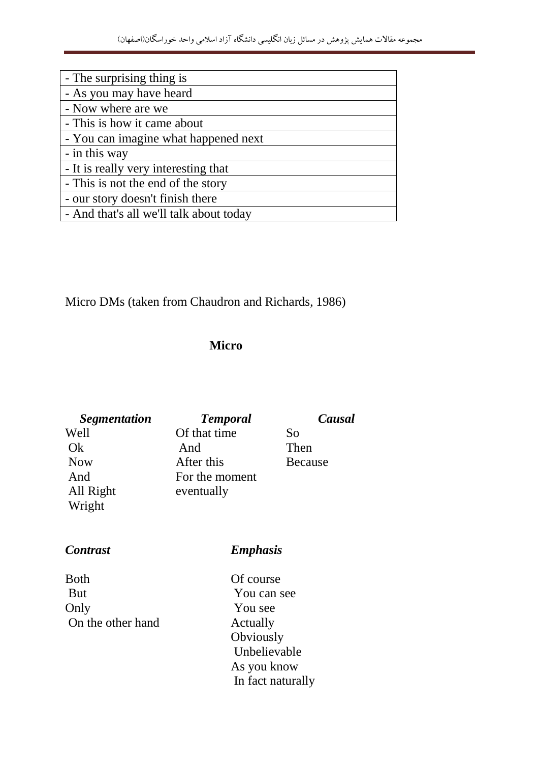| |
|---|
| - The surprising thing is |
| - As you may have heard |
| - Now where are we |
| - This is how it came about |
| - You can imagine what happened next |
| - in this way |
| - It is really very interesting that |
| - This is not the end of the story |
| - our story doesn't finish there |
| - And that's all we'll talk about today |

Micro DMs (taken from Chaudron and Richards, 1986)

**Micro**

| ***Segmentation*** | ***Temporal*** | ***Causal*** |
|---|---|---|
| Well | Of that time | So |
| Ok | And | Then |
| Now | After this | Because |
| And | For the moment | |
| All Right | eventually | |
| Wright | | |

| ***Contrast*** | ***Emphasis*** |
|---|---|
| Both | Of course |
| But | You can see |
| Only | You see |
| On the other hand | Actually |
| | Obviously |
| | Unbelievable |
| | As you know |
| | In fact naturally |